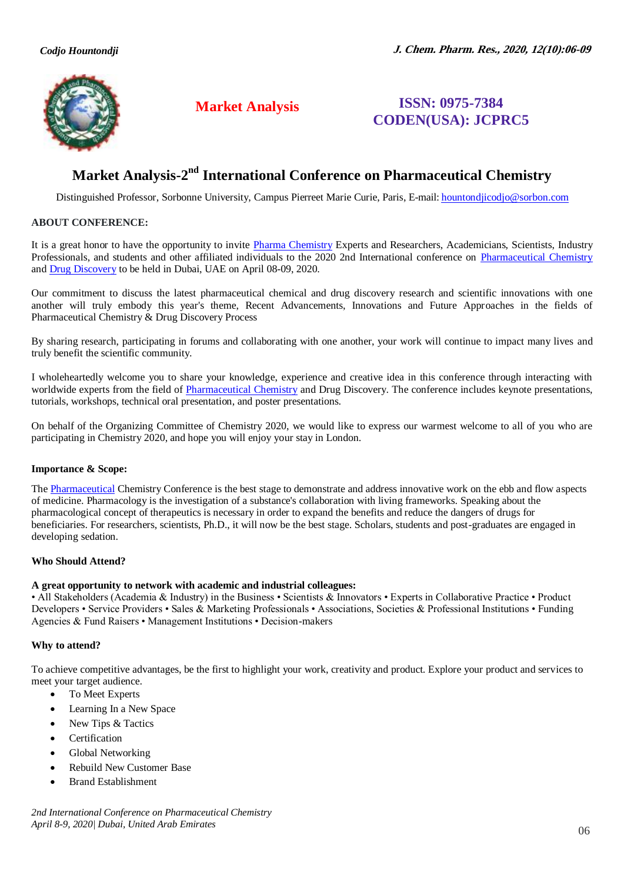**Market Analysis**

**ISSN: 0975-7384**
**CODEN(USA): JCPRC5**

# Market Analysis-2nd International Conference on Pharmaceutical Chemistry

Distinguished Professor, Sorbonne University, Campus Pierreet Marie Curie, Paris, E-mail: hountondjicodjo@sorbon.com

## ABOUT CONFERENCE:

It is a great honor to have the opportunity to invite Pharma Chemistry Experts and Researchers, Academicians, Scientists, Industry Professionals, and students and other affiliated individuals to the 2020 2nd International conference on Pharmaceutical Chemistry and Drug Discovery to be held in Dubai, UAE on April 08-09, 2020.

Our commitment to discuss the latest pharmaceutical chemical and drug discovery research and scientific innovations with one another will truly embody this year's theme, Recent Advancements, Innovations and Future Approaches in the fields of Pharmaceutical Chemistry & Drug Discovery Process

By sharing research, participating in forums and collaborating with one another, your work will continue to impact many lives and truly benefit the scientific community.

I wholeheartedly welcome you to share your knowledge, experience and creative idea in this conference through interacting with worldwide experts from the field of Pharmaceutical Chemistry and Drug Discovery. The conference includes keynote presentations, tutorials, workshops, technical oral presentation, and poster presentations.

On behalf of the Organizing Committee of Chemistry 2020, we would like to express our warmest welcome to all of you who are participating in Chemistry 2020, and hope you will enjoy your stay in London.

### Importance & Scope:

The Pharmaceutical Chemistry Conference is the best stage to demonstrate and address innovative work on the ebb and flow aspects of medicine. Pharmacology is the investigation of a substance's collaboration with living frameworks. Speaking about the pharmacological concept of therapeutics is necessary in order to expand the benefits and reduce the dangers of drugs for beneficiaries. For researchers, scientists, Ph.D., it will now be the best stage. Scholars, students and post-graduates are engaged in developing sedation.

### Who Should Attend?

**A great opportunity to network with academic and industrial colleagues:**
• All Stakeholders (Academia & Industry) in the Business • Scientists & Innovators • Experts in Collaborative Practice • Product Developers • Service Providers • Sales & Marketing Professionals • Associations, Societies & Professional Institutions • Funding Agencies & Fund Raisers • Management Institutions • Decision-makers

### Why to attend?

To achieve competitive advantages, be the first to highlight your work, creativity and product. Explore your product and services to meet your target audience.

- To Meet Experts
- Learning In a New Space
- New Tips & Tactics
- Certification
- Global Networking
- Rebuild New Customer Base
- Brand Establishment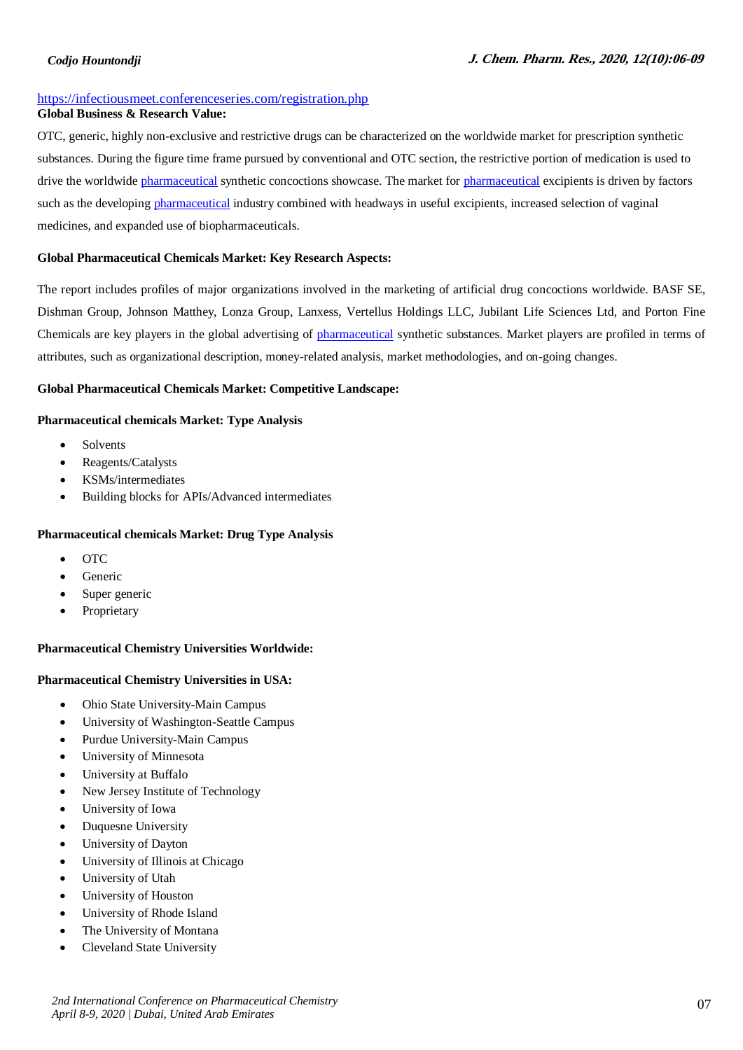https://infectiousmeet.conferenceseries.com/registration.php

**Global Business & Research Value:**

OTC, generic, highly non-exclusive and restrictive drugs can be characterized on the worldwide market for prescription synthetic substances. During the figure time frame pursued by conventional and OTC section, the restrictive portion of medication is used to drive the worldwide pharmaceutical synthetic concoctions showcase. The market for pharmaceutical excipients is driven by factors such as the developing pharmaceutical industry combined with headways in useful excipients, increased selection of vaginal medicines, and expanded use of biopharmaceuticals.

**Global Pharmaceutical Chemicals Market: Key Research Aspects:**

The report includes profiles of major organizations involved in the marketing of artificial drug concoctions worldwide. BASF SE, Dishman Group, Johnson Matthey, Lonza Group, Lanxess, Vertellus Holdings LLC, Jubilant Life Sciences Ltd, and Porton Fine Chemicals are key players in the global advertising of pharmaceutical synthetic substances. Market players are profiled in terms of attributes, such as organizational description, money-related analysis, market methodologies, and on-going changes.

**Global Pharmaceutical Chemicals Market: Competitive Landscape:**

**Pharmaceutical chemicals Market: Type Analysis**

- Solvents
- Reagents/Catalysts
- KSMs/intermediates
- Building blocks for APIs/Advanced intermediates

**Pharmaceutical chemicals Market: Drug Type Analysis**

- OTC
- Generic
- Super generic
- Proprietary

**Pharmaceutical Chemistry Universities Worldwide:**

**Pharmaceutical Chemistry Universities in USA:**

- Ohio State University-Main Campus
- University of Washington-Seattle Campus
- Purdue University-Main Campus
- University of Minnesota
- University at Buffalo
- New Jersey Institute of Technology
- University of Iowa
- Duquesne University
- University of Dayton
- University of Illinois at Chicago
- University of Utah
- University of Houston
- University of Rhode Island
- The University of Montana
- Cleveland State University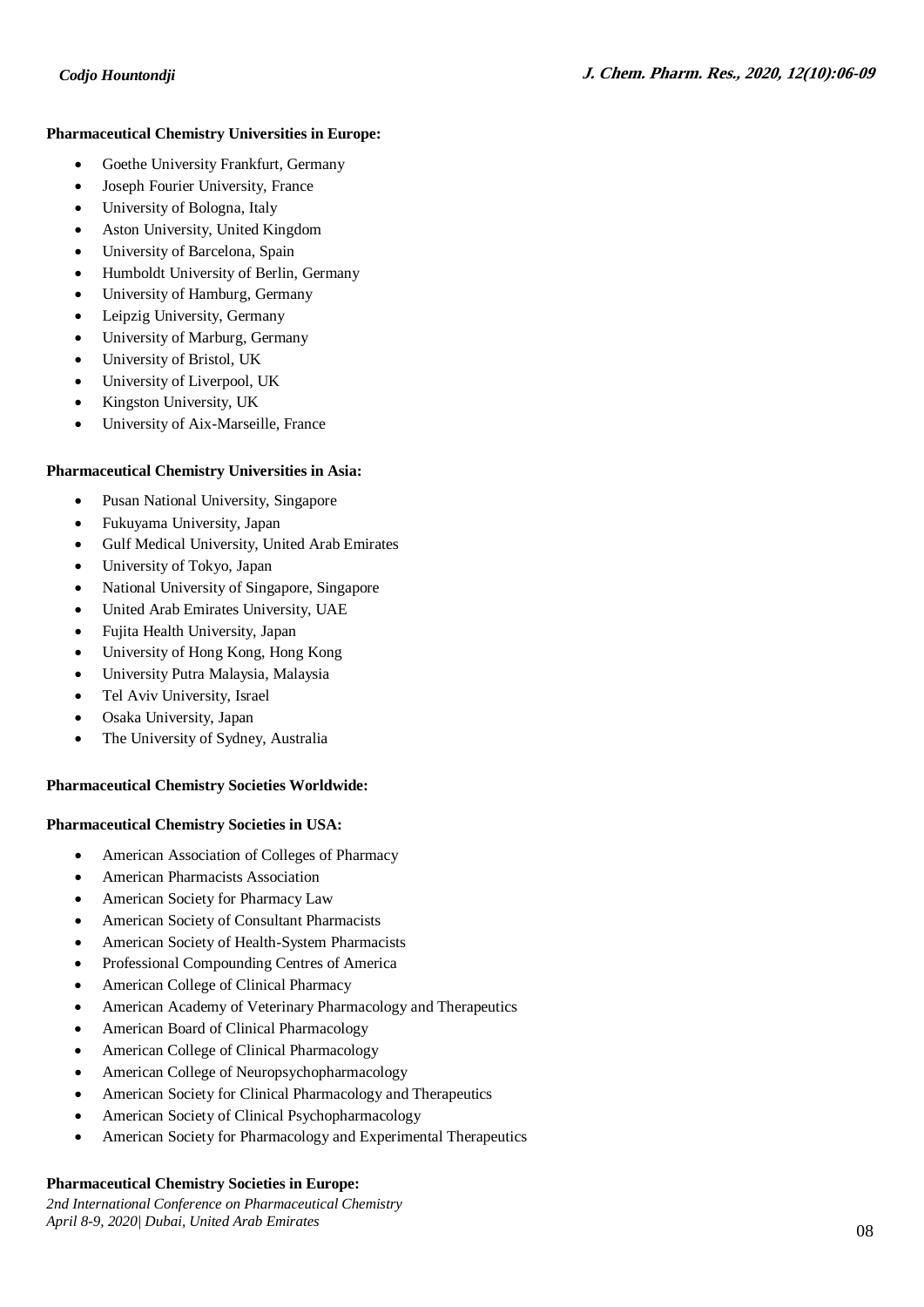**Pharmaceutical Chemistry Universities in Europe:**

- Goethe University Frankfurt, Germany
- Joseph Fourier University, France
- University of Bologna, Italy
- Aston University, United Kingdom
- University of Barcelona, Spain
- Humboldt University of Berlin, Germany
- University of Hamburg, Germany
- Leipzig University, Germany
- University of Marburg, Germany
- University of Bristol, UK
- University of Liverpool, UK
- Kingston University, UK
- University of Aix-Marseille, France

**Pharmaceutical Chemistry Universities in Asia:**

- Pusan National University, Singapore
- Fukuyama University, Japan
- Gulf Medical University, United Arab Emirates
- University of Tokyo, Japan
- National University of Singapore, Singapore
- United Arab Emirates University, UAE
- Fujita Health University, Japan
- University of Hong Kong, Hong Kong
- University Putra Malaysia, Malaysia
- Tel Aviv University, Israel
- Osaka University, Japan
- The University of Sydney, Australia

**Pharmaceutical Chemistry Societies Worldwide:**

**Pharmaceutical Chemistry Societies in USA:**

- American Association of Colleges of Pharmacy
- American Pharmacists Association
- American Society for Pharmacy Law
- American Society of Consultant Pharmacists
- American Society of Health-System Pharmacists
- Professional Compounding Centres of America
- American College of Clinical Pharmacy
- American Academy of Veterinary Pharmacology and Therapeutics
- American Board of Clinical Pharmacology
- American College of Clinical Pharmacology
- American College of Neuropsychopharmacology
- American Society for Clinical Pharmacology and Therapeutics
- American Society of Clinical Psychopharmacology
- American Society for Pharmacology and Experimental Therapeutics

**Pharmaceutical Chemistry Societies in Europe:**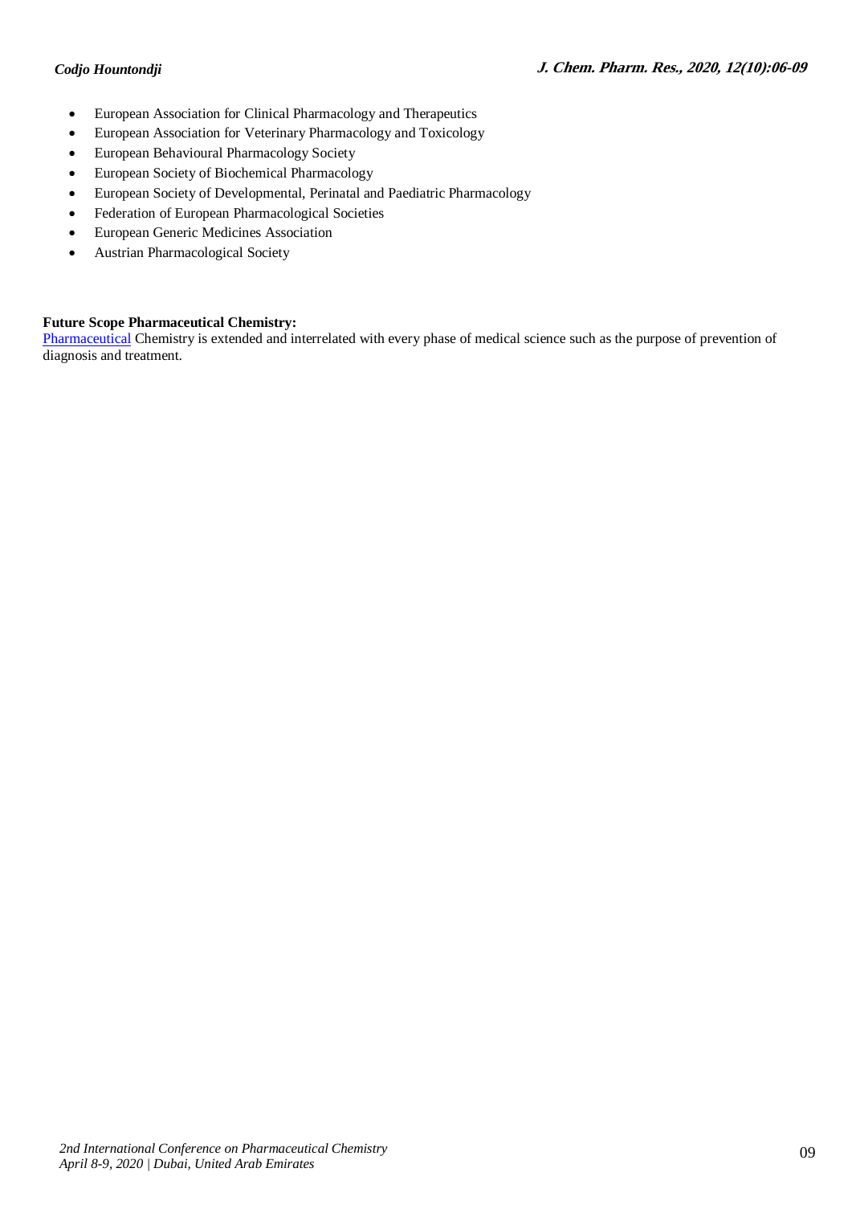- European Association for Clinical Pharmacology and Therapeutics
- European Association for Veterinary Pharmacology and Toxicology
- European Behavioural Pharmacology Society
- European Society of Biochemical Pharmacology
- European Society of Developmental, Perinatal and Paediatric Pharmacology
- Federation of European Pharmacological Societies
- European Generic Medicines Association
- Austrian Pharmacological Society

**Future Scope Pharmaceutical Chemistry:**

Pharmaceutical Chemistry is extended and interrelated with every phase of medical science such as the purpose of prevention of diagnosis and treatment.